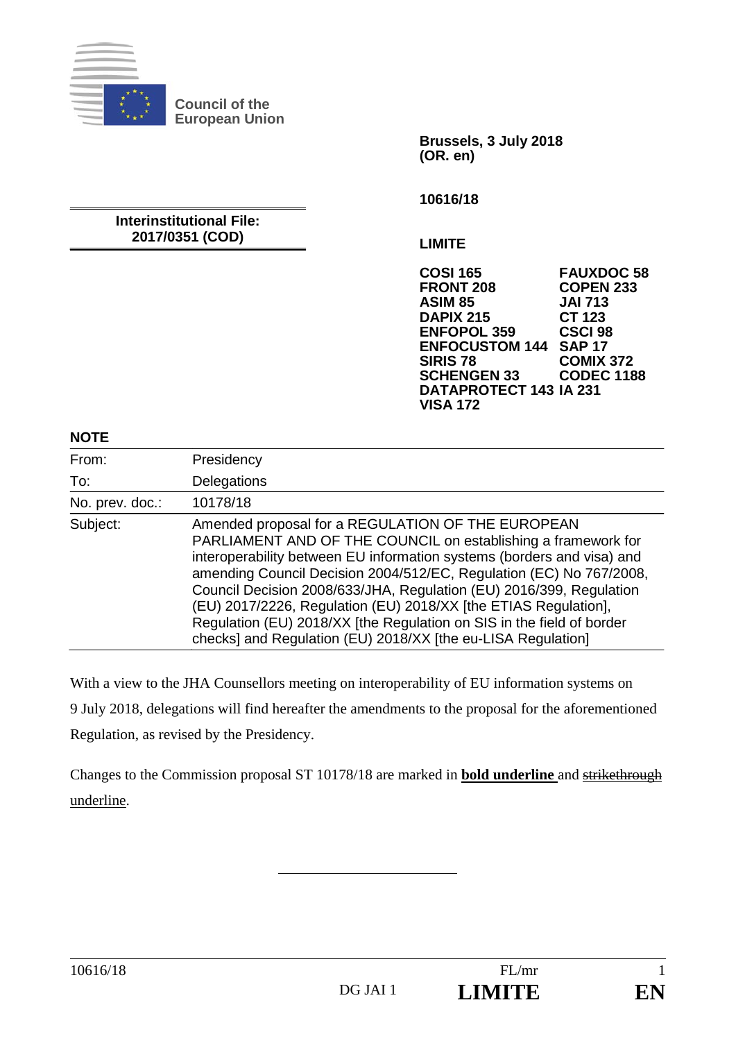**Council of the European Union**

**Brussels, 3 July 2018**
**(OR. en)**

**10616/18**

**Interinstitutional File:**
**2017/0351 (COD)**

**LIMITE**

| | |
|---|---|
| **COSI 165** | **FAUXDOC 58** |
| **FRONT 208** | **COPEN 233** |
| **ASIM 85** | **JAI 713** |
| **DAPIX 215** | **CT 123** |
| **ENFOPOL 359** | **CSCI 98** |
| **ENFOCUSTOM 144** | **SAP 17** |
| **SIRIS 78** | **COMIX 372** |
| **SCHENGEN 33** | **CODEC 1188** |
| **DATAPROTECT 143** | **IA 231** |
| **VISA 172** | |

**NOTE**

| | |
|---|---|
| From: | Presidency |
| To: | Delegations |
| No. prev. doc.: | 10178/18 |
| Subject: | Amended proposal for a REGULATION OF THE EUROPEAN PARLIAMENT AND OF THE COUNCIL on establishing a framework for interoperability between EU information systems (borders and visa) and amending Council Decision 2004/512/EC, Regulation (EC) No 767/2008, Council Decision 2008/633/JHA, Regulation (EU) 2016/399, Regulation (EU) 2017/2226, Regulation (EU) 2018/XX [the ETIAS Regulation], Regulation (EU) 2018/XX [the Regulation on SIS in the field of border checks] and Regulation (EU) 2018/XX [the eu-LISA Regulation] |

With a view to the JHA Counsellors meeting on interoperability of EU information systems on 9 July 2018, delegations will find hereafter the amendments to the proposal for the aforementioned Regulation, as revised by the Presidency.

Changes to the Commission proposal ST 10178/18 are marked in **bold underline** and ~~strikethrough underline~~.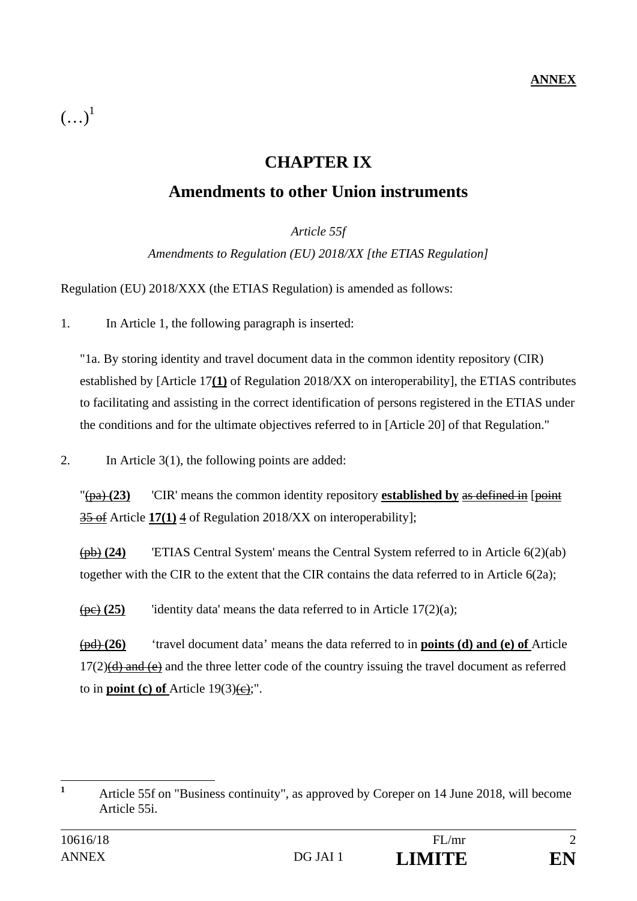**ANNEX**

(…)[1]

# CHAPTER IX

## Amendments to other Union instruments

*Article 55f*

*Amendments to Regulation (EU) 2018/XX [the ETIAS Regulation]*

Regulation (EU) 2018/XXX (the ETIAS Regulation) is amended as follows:

1. In Article 1, the following paragraph is inserted:

"1a. By storing identity and travel document data in the common identity repository (CIR) established by [Article 17**(1)** of Regulation 2018/XX on interoperability], the ETIAS contributes to facilitating and assisting in the correct identification of persons registered in the ETIAS under the conditions and for the ultimate objectives referred to in [Article 20] of that Regulation."

2. In Article 3(1), the following points are added:

"~~(pa)~~ **(23)** 'CIR' means the common identity repository **established by** ~~as defined in~~ [~~point 35 of~~ Article **17(1)** ~~4~~ of Regulation 2018/XX on interoperability];

~~(pb)~~ **(24)** 'ETIAS Central System' means the Central System referred to in Article 6(2)(ab) together with the CIR to the extent that the CIR contains the data referred to in Article 6(2a);

~~(pc)~~ **(25)** 'identity data' means the data referred to in Article 17(2)(a);

~~(pd)~~ **(26)** 'travel document data' means the data referred to in **points (d) and (e) of** Article 17(2)~~(d) and (e)~~ and the three letter code of the country issuing the travel document as referred to in **point (c) of** Article 19(3)~~(c)~~;".

[1] Article 55f on "Business continuity", as approved by Coreper on 14 June 2018, will become Article 55i.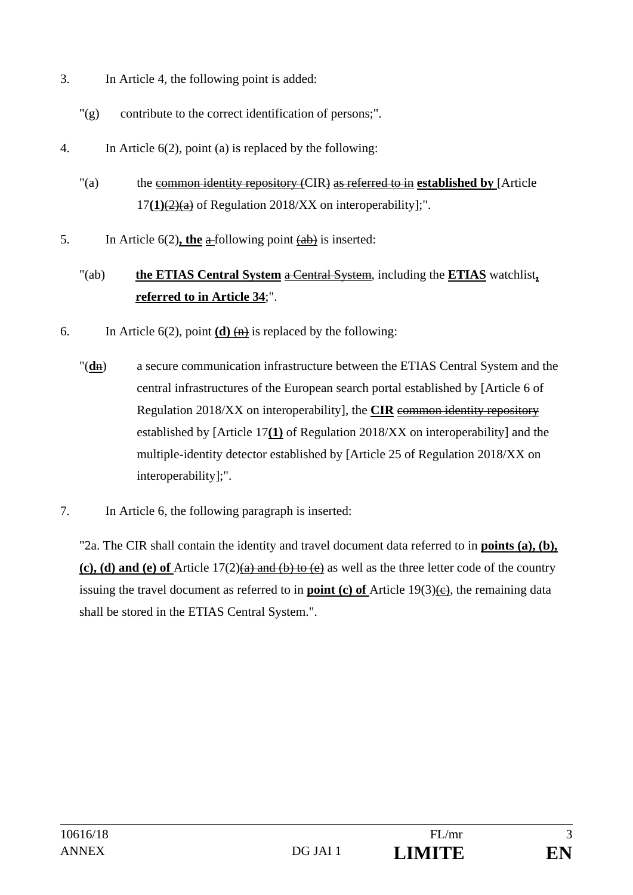3. In Article 4, the following point is added:

"(g) contribute to the correct identification of persons;".

4. In Article 6(2), point (a) is replaced by the following:

"(a) the ~~common identity repository (~~CIR~~)~~ ~~as referred to in~~ **established by** [Article 17**(1)**~~(2)(a)~~ of Regulation 2018/XX on interoperability];".

5. In Article 6(2)**, the** ~~a~~ following point ~~(ab)~~ is inserted:

"(ab) **the ETIAS Central System** ~~a Central System~~, including the **ETIAS** watchlist**, referred to in Article 34**;".

6. In Article 6(2), point **(d)** ~~(n)~~ is replaced by the following:

"(**d**~~n~~) a secure communication infrastructure between the ETIAS Central System and the central infrastructures of the European search portal established by [Article 6 of Regulation 2018/XX on interoperability], the **CIR** ~~common identity repository~~ established by [Article 17**(1)** of Regulation 2018/XX on interoperability] and the multiple-identity detector established by [Article 25 of Regulation 2018/XX on interoperability];".

7. In Article 6, the following paragraph is inserted:

"2a. The CIR shall contain the identity and travel document data referred to in **points (a), (b), (c), (d) and (e) of** Article 17(2)~~(a) and (b) to (e)~~ as well as the three letter code of the country issuing the travel document as referred to in **point (c) of** Article 19(3)~~(c)~~, the remaining data shall be stored in the ETIAS Central System.".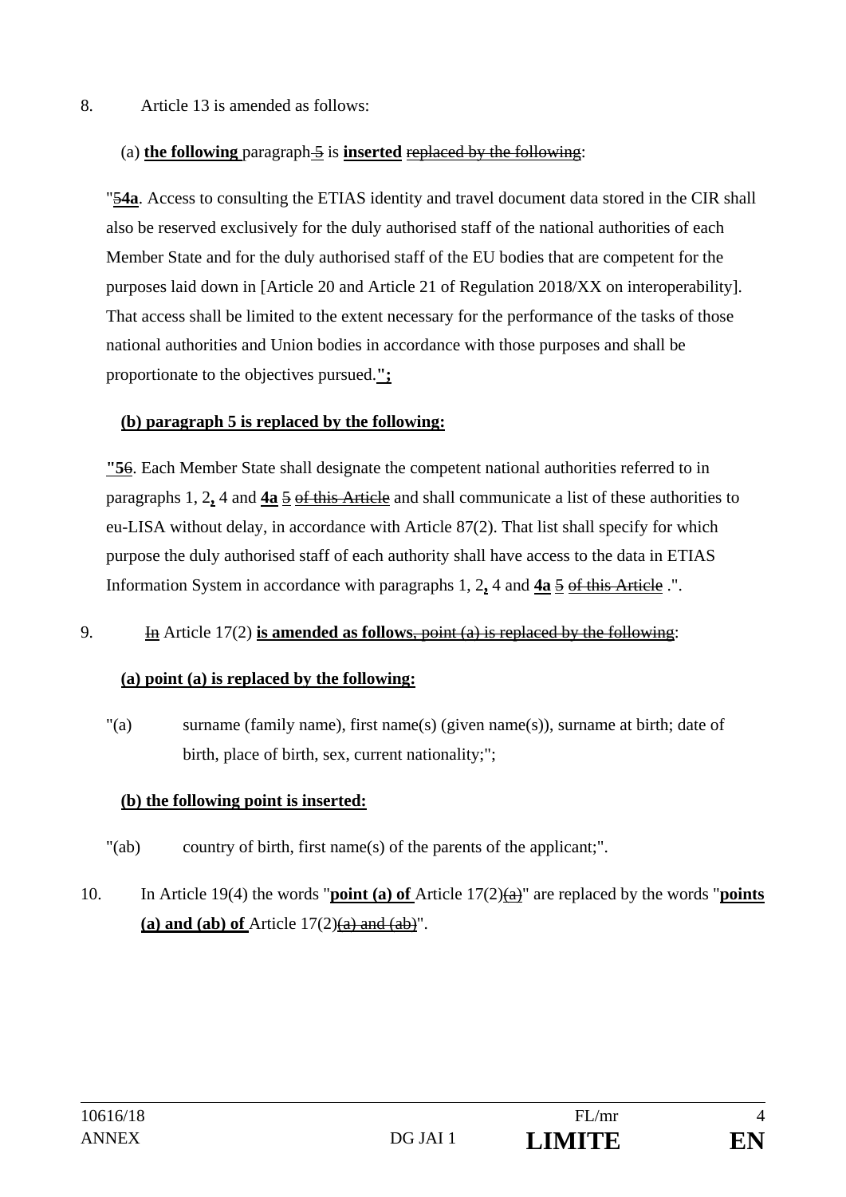8. Article 13 is amended as follows:

(a) **the following** paragraph ~~5~~ is **inserted** ~~replaced by the following~~:

"~~5~~**4a**. Access to consulting the ETIAS identity and travel document data stored in the CIR shall also be reserved exclusively for the duly authorised staff of the national authorities of each Member State and for the duly authorised staff of the EU bodies that are competent for the purposes laid down in [Article 20 and Article 21 of Regulation 2018/XX on interoperability]. That access shall be limited to the extent necessary for the performance of the tasks of those national authorities and Union bodies in accordance with those purposes and shall be proportionate to the objectives pursued.**";**

**(b) paragraph 5 is replaced by the following:**

**"5**~~6~~. Each Member State shall designate the competent national authorities referred to in paragraphs 1, 2**,** 4 and **4a** ~~5~~ ~~of this Article~~ and shall communicate a list of these authorities to eu-LISA without delay, in accordance with Article 87(2). That list shall specify for which purpose the duly authorised staff of each authority shall have access to the data in ETIAS Information System in accordance with paragraphs 1, 2**,** 4 and **4a** ~~5~~ ~~of this Article~~ .".

9. ~~In~~ Article 17(2) **is amended as follows**~~, point (a) is replaced by the following~~:

**(a) point (a) is replaced by the following:**

"(a) surname (family name), first name(s) (given name(s)), surname at birth; date of birth, place of birth, sex, current nationality;";

**(b) the following point is inserted:**

"(ab) country of birth, first name(s) of the parents of the applicant;".

10. In Article 19(4) the words "**point (a) of** Article 17(2)~~(a)~~" are replaced by the words "**points (a) and (ab) of** Article 17(2)~~(a) and (ab)~~".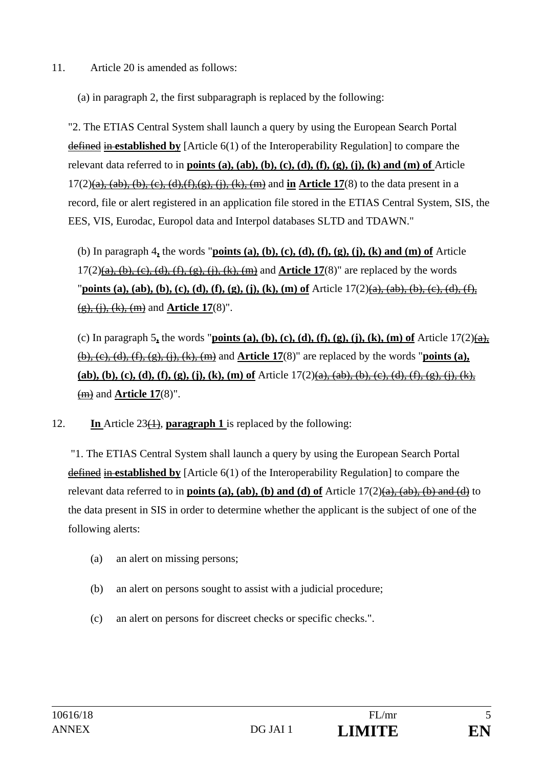11. Article 20 is amended as follows:

(a) in paragraph 2, the first subparagraph is replaced by the following:

"2. The ETIAS Central System shall launch a query by using the European Search Portal ~~defined~~ ~~in~~ **established by** [Article 6(1) of the Interoperability Regulation] to compare the relevant data referred to in **points (a), (ab), (b), (c), (d), (f), (g), (j), (k) and (m) of** Article 17(2)~~(a), (ab), (b), (c), (d),(f),(g), (j), (k), (m)~~ and **in** **Article 17**(8) to the data present in a record, file or alert registered in an application file stored in the ETIAS Central System, SIS, the EES, VIS, Eurodac, Europol data and Interpol databases SLTD and TDAWN."

(b) In paragraph 4**,** the words "**points (a), (b), (c), (d), (f), (g), (j), (k) and (m) of** Article 17(2)~~(a), (b), (c), (d), (f), (g), (j), (k), (m)~~ and **Article 17**(8)" are replaced by the words "**points (a), (ab), (b), (c), (d), (f), (g), (j), (k), (m) of** Article 17(2)~~(a), (ab), (b), (c), (d), (f), (g), (j), (k), (m)~~ and **Article 17**(8)".

(c) In paragraph 5**,** the words "**points (a), (b), (c), (d), (f), (g), (j), (k), (m) of** Article 17(2)~~(a), (b), (c), (d), (f), (g), (j), (k), (m)~~ and **Article 17**(8)" are replaced by the words "**points (a), (ab), (b), (c), (d), (f), (g), (j), (k), (m) of** Article 17(2)~~(a), (ab), (b), (c), (d), (f), (g), (j), (k), (m)~~ and **Article 17**(8)".

12. **In** Article 23~~(1)~~, **paragraph 1** is replaced by the following:

"1. The ETIAS Central System shall launch a query by using the European Search Portal ~~defined~~ ~~in~~ **established by** [Article 6(1) of the Interoperability Regulation] to compare the relevant data referred to in **points (a), (ab), (b) and (d) of** Article 17(2)~~(a), (ab), (b) and (d)~~ to the data present in SIS in order to determine whether the applicant is the subject of one of the following alerts:

(a) an alert on missing persons;

(b) an alert on persons sought to assist with a judicial procedure;

(c) an alert on persons for discreet checks or specific checks.".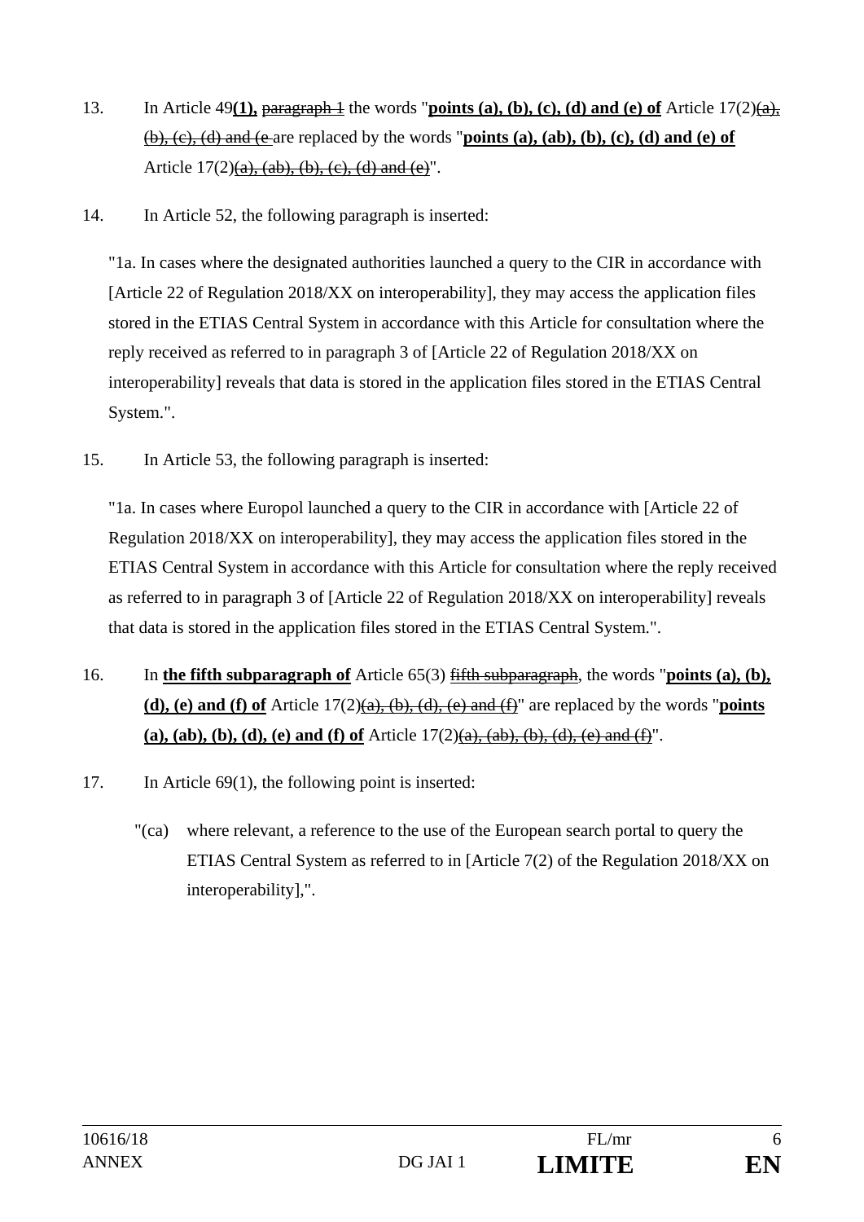13. In Article 49**(1),** ~~paragraph 1~~ the words "**points (a), (b), (c), (d) and (e) of** Article 17(2)~~(a), (b), (c), (d) and (e~~ are replaced by the words "**points (a), (ab), (b), (c), (d) and (e) of** Article 17(2)~~(a), (ab), (b), (c), (d) and (e)~~".

14. In Article 52, the following paragraph is inserted:

"1a. In cases where the designated authorities launched a query to the CIR in accordance with [Article 22 of Regulation 2018/XX on interoperability], they may access the application files stored in the ETIAS Central System in accordance with this Article for consultation where the reply received as referred to in paragraph 3 of [Article 22 of Regulation 2018/XX on interoperability] reveals that data is stored in the application files stored in the ETIAS Central System.".

15. In Article 53, the following paragraph is inserted:

"1a. In cases where Europol launched a query to the CIR in accordance with [Article 22 of Regulation 2018/XX on interoperability], they may access the application files stored in the ETIAS Central System in accordance with this Article for consultation where the reply received as referred to in paragraph 3 of [Article 22 of Regulation 2018/XX on interoperability] reveals that data is stored in the application files stored in the ETIAS Central System.".

16. In **the fifth subparagraph of** Article 65(3) ~~fifth subparagraph~~, the words "**points (a), (b), (d), (e) and (f) of** Article 17(2)~~(a), (b), (d), (e) and (f)~~" are replaced by the words "**points (a), (ab), (b), (d), (e) and (f) of** Article 17(2)~~(a), (ab), (b), (d), (e) and (f)~~".

17. In Article 69(1), the following point is inserted:

"(ca) where relevant, a reference to the use of the European search portal to query the ETIAS Central System as referred to in [Article 7(2) of the Regulation 2018/XX on interoperability],".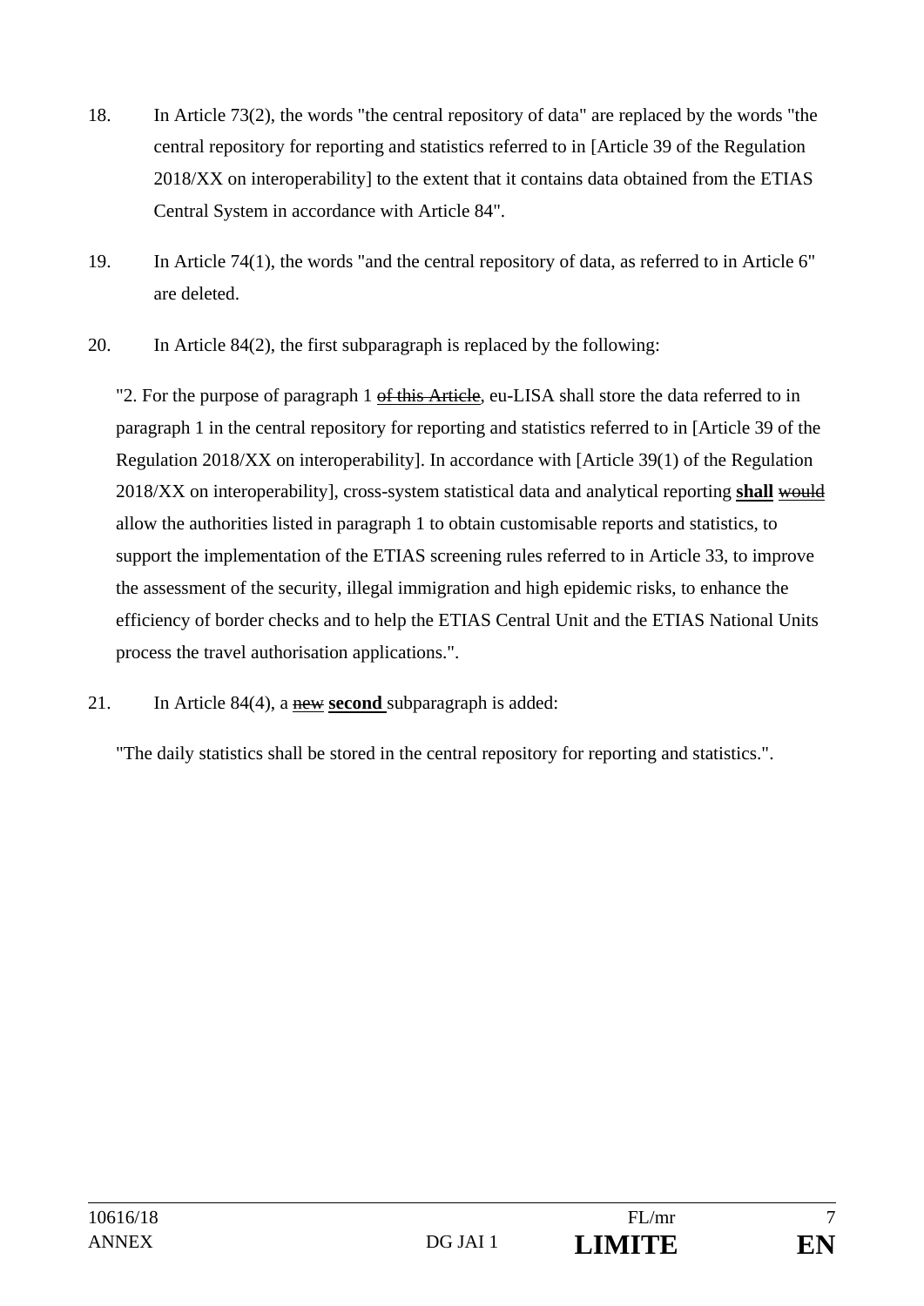18. In Article 73(2), the words "the central repository of data" are replaced by the words "the central repository for reporting and statistics referred to in [Article 39 of the Regulation 2018/XX on interoperability] to the extent that it contains data obtained from the ETIAS Central System in accordance with Article 84".

19. In Article 74(1), the words "and the central repository of data, as referred to in Article 6" are deleted.

20. In Article 84(2), the first subparagraph is replaced by the following:

"2. For the purpose of paragraph 1 ~~of this Article~~, eu-LISA shall store the data referred to in paragraph 1 in the central repository for reporting and statistics referred to in [Article 39 of the Regulation 2018/XX on interoperability]. In accordance with [Article 39(1) of the Regulation 2018/XX on interoperability], cross-system statistical data and analytical reporting **<u>shall</u>** ~~would~~ allow the authorities listed in paragraph 1 to obtain customisable reports and statistics, to support the implementation of the ETIAS screening rules referred to in Article 33, to improve the assessment of the security, illegal immigration and high epidemic risks, to enhance the efficiency of border checks and to help the ETIAS Central Unit and the ETIAS National Units process the travel authorisation applications.".

21. In Article 84(4), a ~~new~~ **<u>second</u>** subparagraph is added:

"The daily statistics shall be stored in the central repository for reporting and statistics.".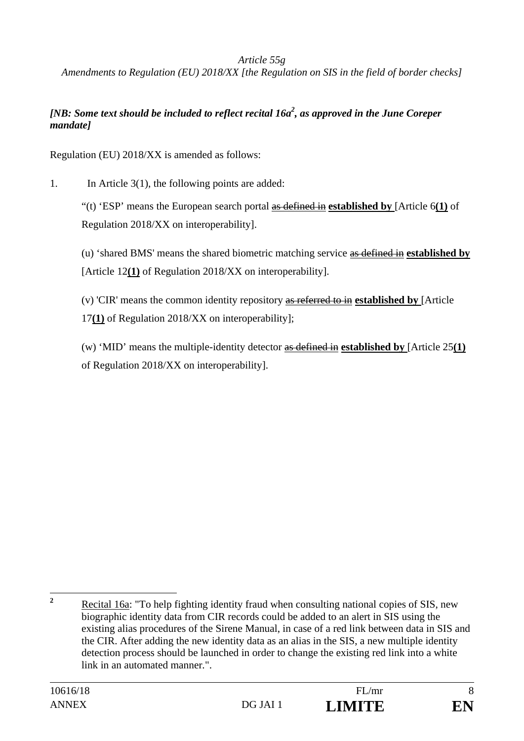*Article 55g*

*Amendments to Regulation (EU) 2018/XX [the Regulation on SIS in the field of border checks]*

***[NB: Some text should be included to reflect recital 16a[2], as approved in the June Coreper mandate]***

Regulation (EU) 2018/XX is amended as follows:

1. In Article 3(1), the following points are added:

"(t) 'ESP' means the European search portal ~~as defined in~~ **established by** [Article 6**(1)** of Regulation 2018/XX on interoperability].

(u) 'shared BMS' means the shared biometric matching service ~~as defined in~~ **established by** [Article 12**(1)** of Regulation 2018/XX on interoperability].

(v) 'CIR' means the common identity repository ~~as referred to in~~ **established by** [Article 17**(1)** of Regulation 2018/XX on interoperability];

(w) 'MID' means the multiple-identity detector ~~as defined in~~ **established by** [Article 25**(1)** of Regulation 2018/XX on interoperability].

---

[2] Recital 16a: "To help fighting identity fraud when consulting national copies of SIS, new biographic identity data from CIR records could be added to an alert in SIS using the existing alias procedures of the Sirene Manual, in case of a red link between data in SIS and the CIR. After adding the new identity data as an alias in the SIS, a new multiple identity detection process should be launched in order to change the existing red link into a white link in an automated manner.".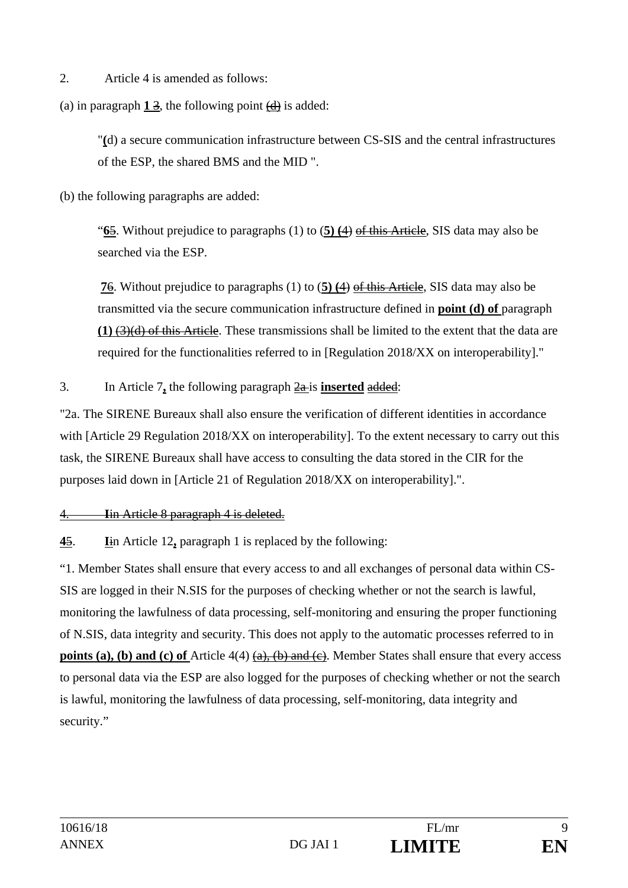2. Article 4 is amended as follows:

(a) in paragraph **1** ~~3~~, the following point ~~(d)~~ is added:

"**(**(d) a secure communication infrastructure between CS-SIS and the central infrastructures of the ESP, the shared BMS and the MID ".

(b) the following paragraphs are added:

"**6**~~5~~. Without prejudice to paragraphs (1) to (**5) (**~~4~~) ~~of this Article~~, SIS data may also be searched via the ESP.

**7**~~6~~. Without prejudice to paragraphs (1) to (**5) (**~~4~~) ~~of this Article~~, SIS data may also be transmitted via the secure communication infrastructure defined in **point (d) of** paragraph **(1)** ~~(3)(d) of this Article~~. These transmissions shall be limited to the extent that the data are required for the functionalities referred to in [Regulation 2018/XX on interoperability]."

3. In Article 7**,** the following paragraph ~~2a~~ is **inserted** ~~added~~:

"2a. The SIRENE Bureaux shall also ensure the verification of different identities in accordance with [Article 29 Regulation 2018/XX on interoperability]. To the extent necessary to carry out this task, the SIRENE Bureaux shall have access to consulting the data stored in the CIR for the purposes laid down in [Article 21 of Regulation 2018/XX on interoperability].".

~~4. Iin Article 8 paragraph 4 is deleted.~~

**4**~~5~~. **I**~~i~~n Article 12**,** paragraph 1 is replaced by the following:

"1. Member States shall ensure that every access to and all exchanges of personal data within CS-SIS are logged in their N.SIS for the purposes of checking whether or not the search is lawful, monitoring the lawfulness of data processing, self-monitoring and ensuring the proper functioning of N.SIS, data integrity and security. This does not apply to the automatic processes referred to in **points (a), (b) and (c) of** Article 4(4) ~~(a), (b) and (c)~~. Member States shall ensure that every access to personal data via the ESP are also logged for the purposes of checking whether or not the search is lawful, monitoring the lawfulness of data processing, self-monitoring, data integrity and security."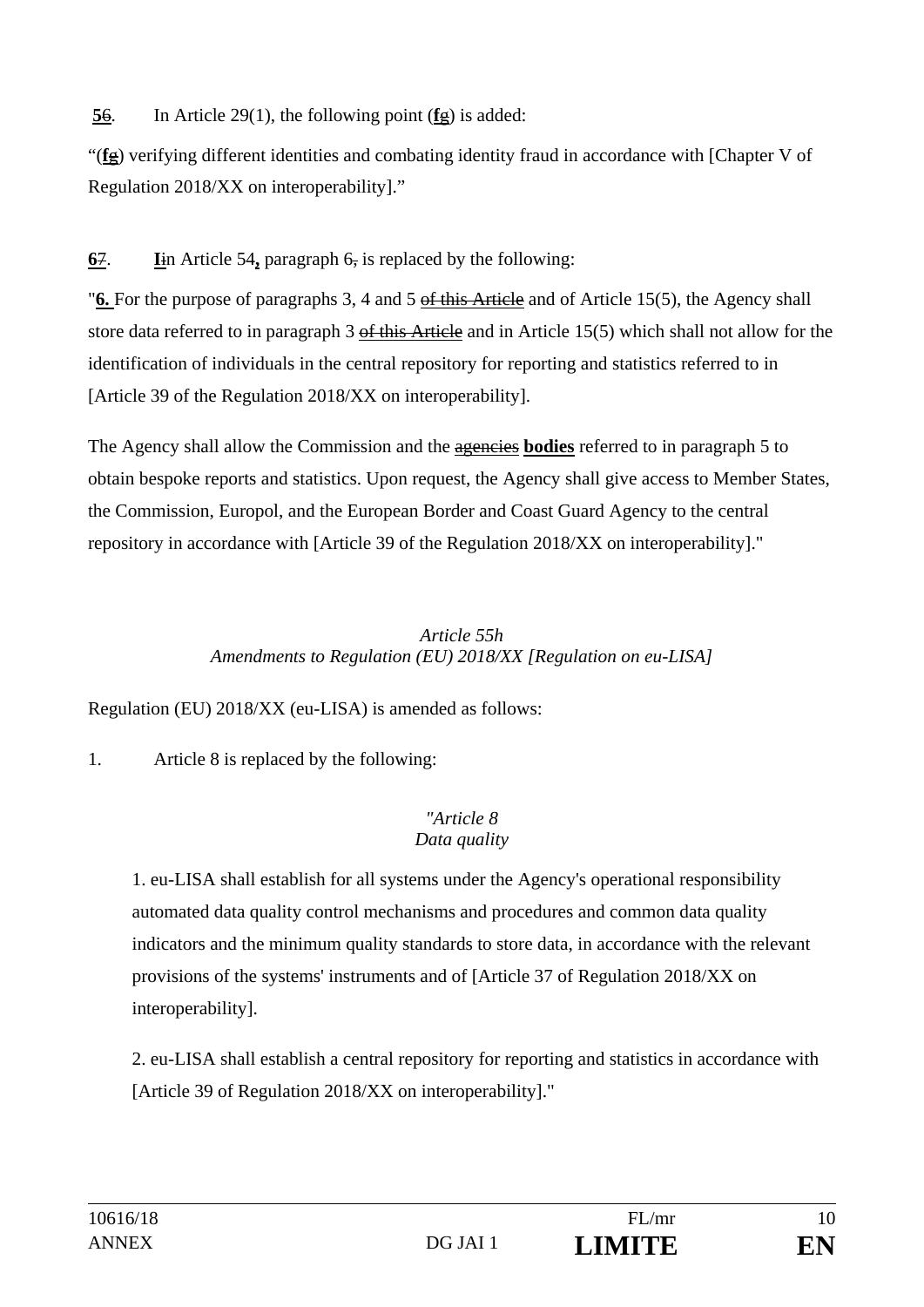**5**~~6~~. In Article 29(1), the following point (**f**~~g~~) is added:

"(**f**~~g~~) verifying different identities and combating identity fraud in accordance with [Chapter V of Regulation 2018/XX on interoperability]."

**6**~~7~~. **I**~~i~~n Article 54**,** paragraph 6~~,~~ is replaced by the following:

"**6.** For the purpose of paragraphs 3, 4 and 5 ~~of this Article~~ and of Article 15(5), the Agency shall store data referred to in paragraph 3 ~~of this Article~~ and in Article 15(5) which shall not allow for the identification of individuals in the central repository for reporting and statistics referred to in [Article 39 of the Regulation 2018/XX on interoperability].

The Agency shall allow the Commission and the ~~agencies~~ **bodies** referred to in paragraph 5 to obtain bespoke reports and statistics. Upon request, the Agency shall give access to Member States, the Commission, Europol, and the European Border and Coast Guard Agency to the central repository in accordance with [Article 39 of the Regulation 2018/XX on interoperability]."

*Article 55h*
*Amendments to Regulation (EU) 2018/XX [Regulation on eu-LISA]*

Regulation (EU) 2018/XX (eu-LISA) is amended as follows:

1. Article 8 is replaced by the following:

*"Article 8*
*Data quality*

1. eu-LISA shall establish for all systems under the Agency's operational responsibility automated data quality control mechanisms and procedures and common data quality indicators and the minimum quality standards to store data, in accordance with the relevant provisions of the systems' instruments and of [Article 37 of Regulation 2018/XX on interoperability].

2. eu-LISA shall establish a central repository for reporting and statistics in accordance with [Article 39 of Regulation 2018/XX on interoperability]."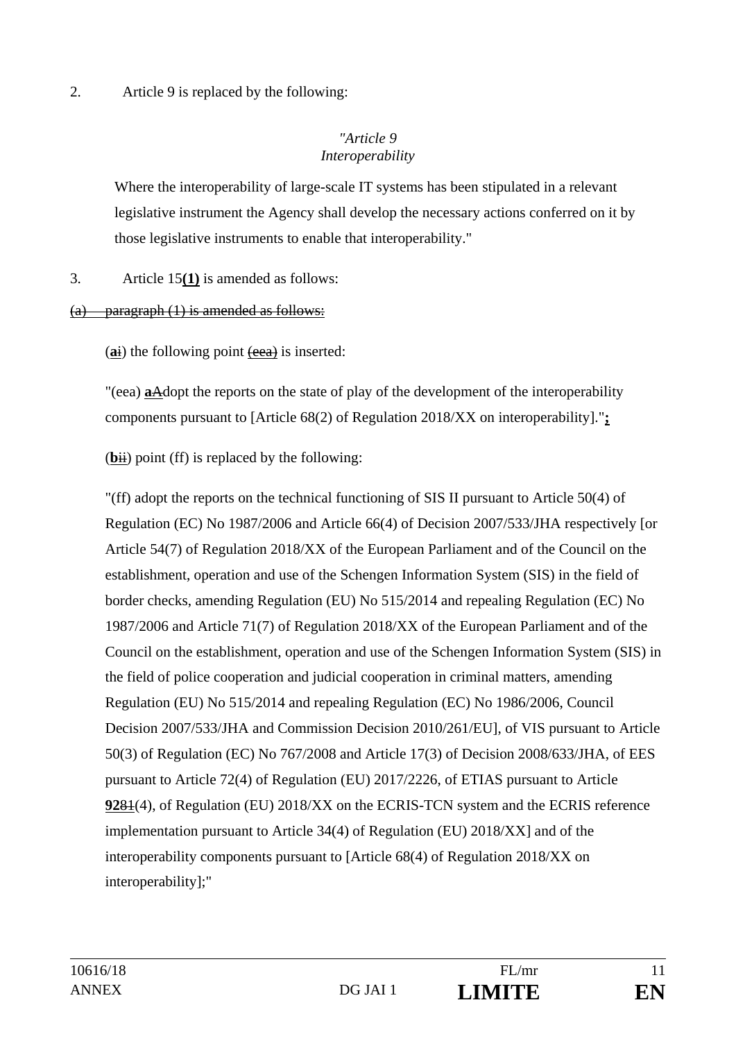2. Article 9 is replaced by the following:

*"Article 9*
*Interoperability*

Where the interoperability of large-scale IT systems has been stipulated in a relevant legislative instrument the Agency shall develop the necessary actions conferred on it by those legislative instruments to enable that interoperability."

3. Article 15**(1)** is amended as follows:

~~(a) paragraph (1) is amended as follows:~~

(**a**~~i~~) the following point ~~(eea)~~ is inserted:

"(eea) **a**~~A~~dopt the reports on the state of play of the development of the interoperability components pursuant to [Article 68(2) of Regulation 2018/XX on interoperability]."**;**

(**b**~~ii~~) point (ff) is replaced by the following:

"(ff) adopt the reports on the technical functioning of SIS II pursuant to Article 50(4) of Regulation (EC) No 1987/2006 and Article 66(4) of Decision 2007/533/JHA respectively [or Article 54(7) of Regulation 2018/XX of the European Parliament and of the Council on the establishment, operation and use of the Schengen Information System (SIS) in the field of border checks, amending Regulation (EU) No 515/2014 and repealing Regulation (EC) No 1987/2006 and Article 71(7) of Regulation 2018/XX of the European Parliament and of the Council on the establishment, operation and use of the Schengen Information System (SIS) in the field of police cooperation and judicial cooperation in criminal matters, amending Regulation (EU) No 515/2014 and repealing Regulation (EC) No 1986/2006, Council Decision 2007/533/JHA and Commission Decision 2010/261/EU], of VIS pursuant to Article 50(3) of Regulation (EC) No 767/2008 and Article 17(3) of Decision 2008/633/JHA, of EES pursuant to Article 72(4) of Regulation (EU) 2017/2226, of ETIAS pursuant to Article **92**~~81~~(4), of Regulation (EU) 2018/XX on the ECRIS-TCN system and the ECRIS reference implementation pursuant to Article 34(4) of Regulation (EU) 2018/XX] and of the interoperability components pursuant to [Article 68(4) of Regulation 2018/XX on interoperability];"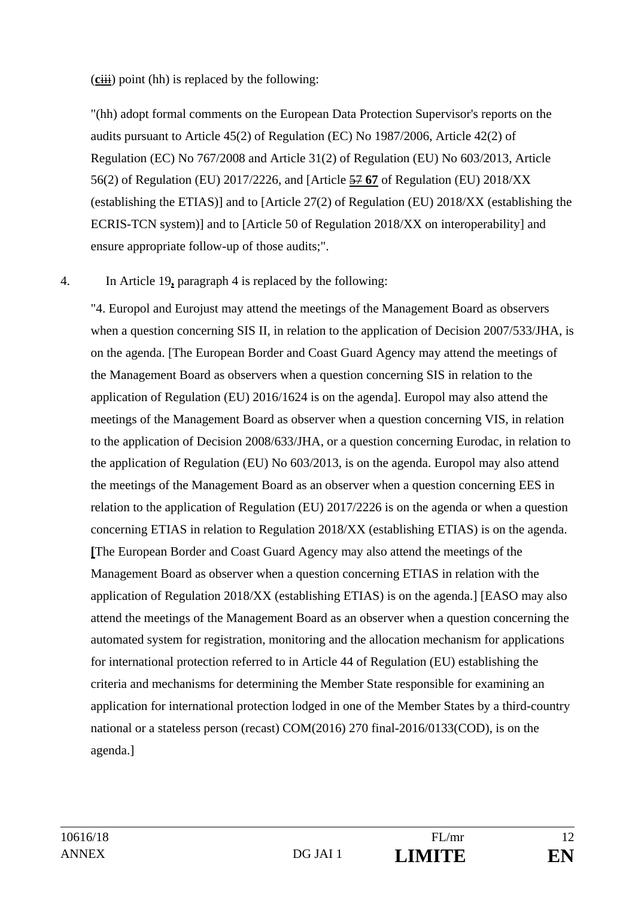(~~iii~~ **c**) point (hh) is replaced by the following:

"(hh) adopt formal comments on the European Data Protection Supervisor's reports on the audits pursuant to Article 45(2) of Regulation (EC) No 1987/2006, Article 42(2) of Regulation (EC) No 767/2008 and Article 31(2) of Regulation (EU) No 603/2013, Article 56(2) of Regulation (EU) 2017/2226, and [Article ~~57~~ **67** of Regulation (EU) 2018/XX (establishing the ETIAS)] and to [Article 27(2) of Regulation (EU) 2018/XX (establishing the ECRIS-TCN system)] and to [Article 50 of Regulation 2018/XX on interoperability] and ensure appropriate follow-up of those audits;".

4. In Article 19**,** paragraph 4 is replaced by the following:

"4. Europol and Eurojust may attend the meetings of the Management Board as observers when a question concerning SIS II, in relation to the application of Decision 2007/533/JHA, is on the agenda. [The European Border and Coast Guard Agency may attend the meetings of the Management Board as observers when a question concerning SIS in relation to the application of Regulation (EU) 2016/1624 is on the agenda]. Europol may also attend the meetings of the Management Board as observer when a question concerning VIS, in relation to the application of Decision 2008/633/JHA, or a question concerning Eurodac, in relation to the application of Regulation (EU) No 603/2013, is on the agenda. Europol may also attend the meetings of the Management Board as an observer when a question concerning EES in relation to the application of Regulation (EU) 2017/2226 is on the agenda or when a question concerning ETIAS in relation to Regulation 2018/XX (establishing ETIAS) is on the agenda. **[**The European Border and Coast Guard Agency may also attend the meetings of the Management Board as observer when a question concerning ETIAS in relation with the application of Regulation 2018/XX (establishing ETIAS) is on the agenda.] [EASO may also attend the meetings of the Management Board as an observer when a question concerning the automated system for registration, monitoring and the allocation mechanism for applications for international protection referred to in Article 44 of Regulation (EU) establishing the criteria and mechanisms for determining the Member State responsible for examining an application for international protection lodged in one of the Member States by a third-country national or a stateless person (recast) COM(2016) 270 final-2016/0133(COD), is on the agenda.]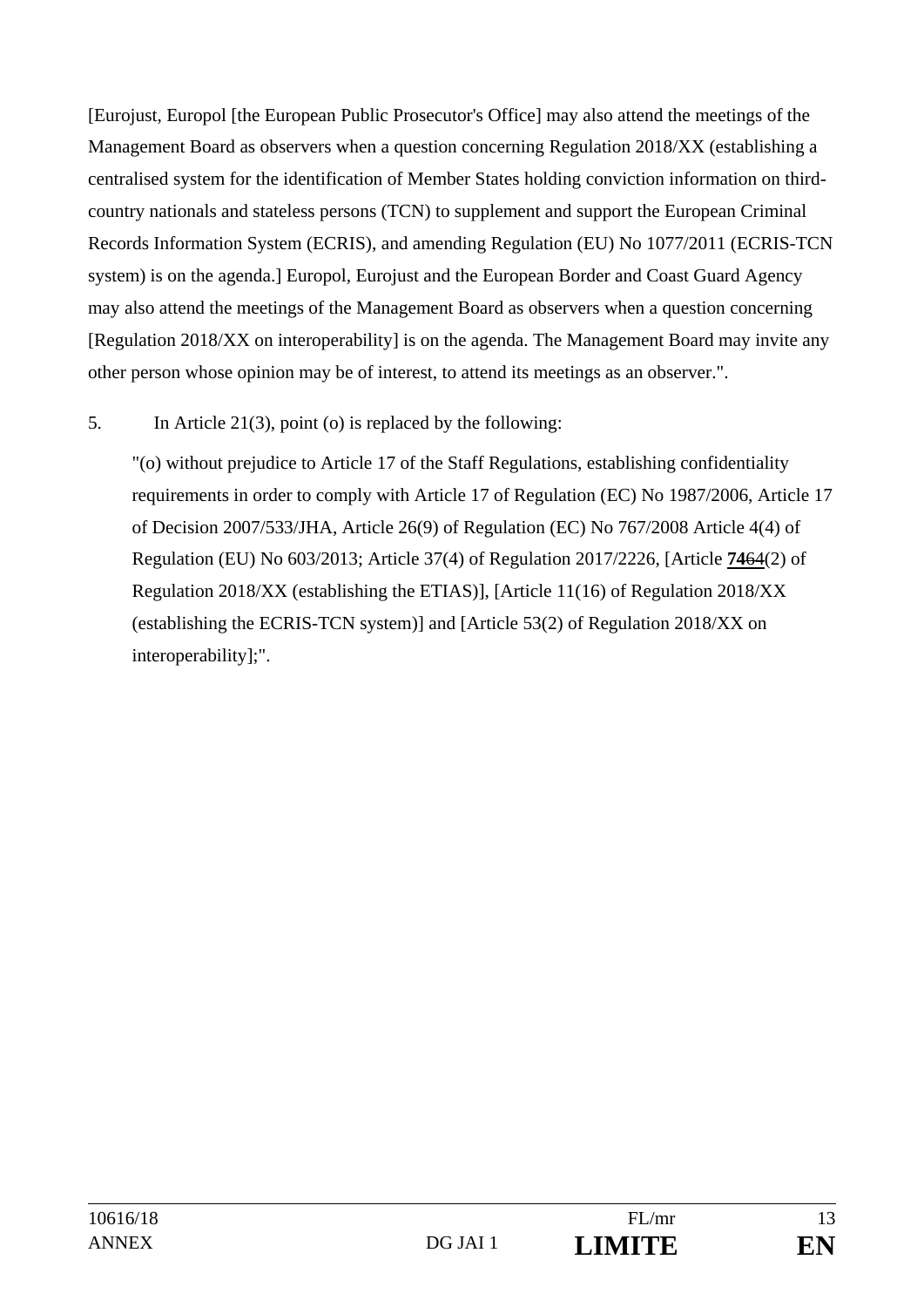[Eurojust, Europol [the European Public Prosecutor's Office] may also attend the meetings of the Management Board as observers when a question concerning Regulation 2018/XX (establishing a centralised system for the identification of Member States holding conviction information on third-country nationals and stateless persons (TCN) to supplement and support the European Criminal Records Information System (ECRIS), and amending Regulation (EU) No 1077/2011 (ECRIS-TCN system) is on the agenda.] Europol, Eurojust and the European Border and Coast Guard Agency may also attend the meetings of the Management Board as observers when a question concerning [Regulation 2018/XX on interoperability] is on the agenda. The Management Board may invite any other person whose opinion may be of interest, to attend its meetings as an observer.".

5. In Article 21(3), point (o) is replaced by the following:

"(o) without prejudice to Article 17 of the Staff Regulations, establishing confidentiality requirements in order to comply with Article 17 of Regulation (EC) No 1987/2006, Article 17 of Decision 2007/533/JHA, Article 26(9) of Regulation (EC) No 767/2008 Article 4(4) of Regulation (EU) No 603/2013; Article 37(4) of Regulation 2017/2226, [Article **74**~~64~~(2) of Regulation 2018/XX (establishing the ETIAS)], [Article 11(16) of Regulation 2018/XX (establishing the ECRIS-TCN system)] and [Article 53(2) of Regulation 2018/XX on interoperability];".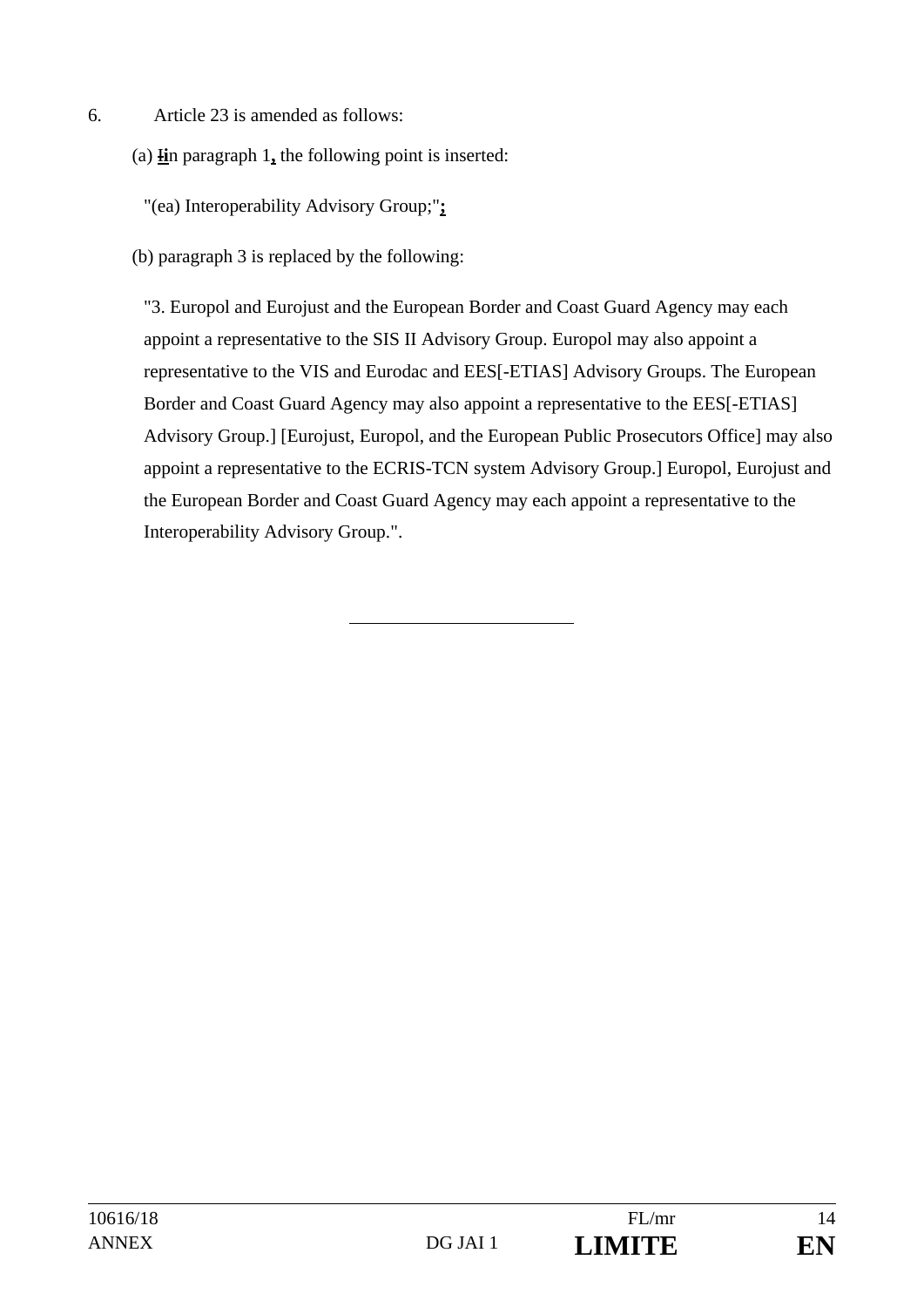6. Article 23 is amended as follows:

(a) **Ii**n paragraph 1**,** the following point is inserted:

"(ea) Interoperability Advisory Group;"**;**

(b) paragraph 3 is replaced by the following:

"3. Europol and Eurojust and the European Border and Coast Guard Agency may each appoint a representative to the SIS II Advisory Group. Europol may also appoint a representative to the VIS and Eurodac and EES[-ETIAS] Advisory Groups. The European Border and Coast Guard Agency may also appoint a representative to the EES[-ETIAS] Advisory Group.] [Eurojust, Europol, and the European Public Prosecutors Office] may also appoint a representative to the ECRIS-TCN system Advisory Group.] Europol, Eurojust and the European Border and Coast Guard Agency may each appoint a representative to the Interoperability Advisory Group.".